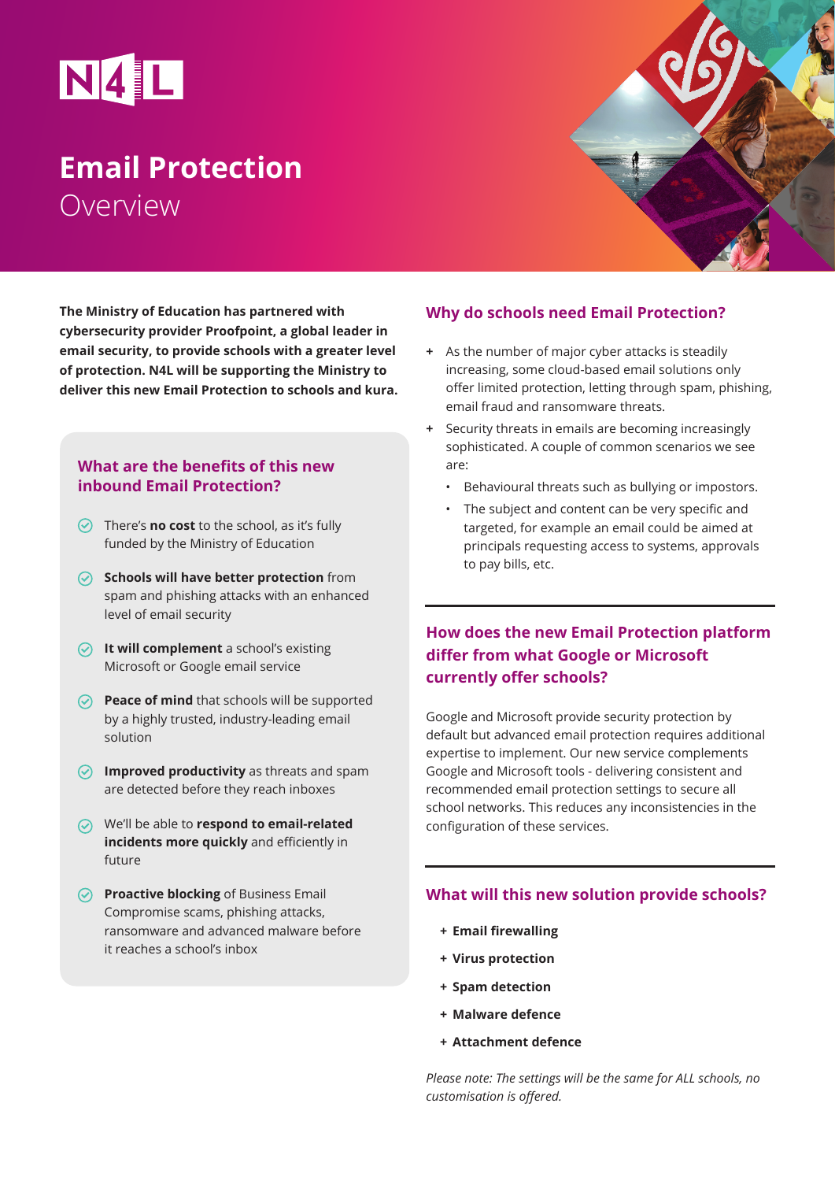# Email Protection

Overview

**The Ministry of Education has partnered with cybersecurity provider Proofpoint, a global leader in email security, to provide schools with a greater level of protection. N4L will be supporting the Ministry to deliver this new Email Protection to schools and kura.**

## What are the benefits of this new inbound Email Protection?

- There's **no cost** to the school, as it's fully funded by the Ministry of Education
- **Schools will have better protection** from spam and phishing attacks with an enhanced level of email security
- **It will complement** a school's existing Microsoft or Google email service
- **Peace of mind** that schools will be supported by a highly trusted, industry-leading email solution
- **Improved productivity** as threats and spam are detected before they reach inboxes
- We'll be able to **respond to email-related incidents more quickly** and efficiently in future
- **Proactive blocking** of Business Email Compromise scams, phishing attacks, ransomware and advanced malware before it reaches a school's inbox

## Why do schools need Email Protection?

- As the number of major cyber attacks is steadily increasing, some cloud-based email solutions only offer limited protection, letting through spam, phishing, email fraud and ransomware threats.
- Security threats in emails are becoming increasingly sophisticated. A couple of common scenarios we see are:
  - Behavioural threats such as bullying or impostors.
  - The subject and content can be very specific and targeted, for example an email could be aimed at principals requesting access to systems, approvals to pay bills, etc.

## How does the new Email Protection platform differ from what Google or Microsoft currently offer schools?

Google and Microsoft provide security protection by default but advanced email protection requires additional expertise to implement. Our new service complements Google and Microsoft tools - delivering consistent and recommended email protection settings to secure all school networks. This reduces any inconsistencies in the configuration of these services.

## What will this new solution provide schools?

- **Email firewalling**
- **Virus protection**
- **Spam detection**
- **Malware defence**
- **Attachment defence**

*Please note: The settings will be the same for ALL schools, no customisation is offered.*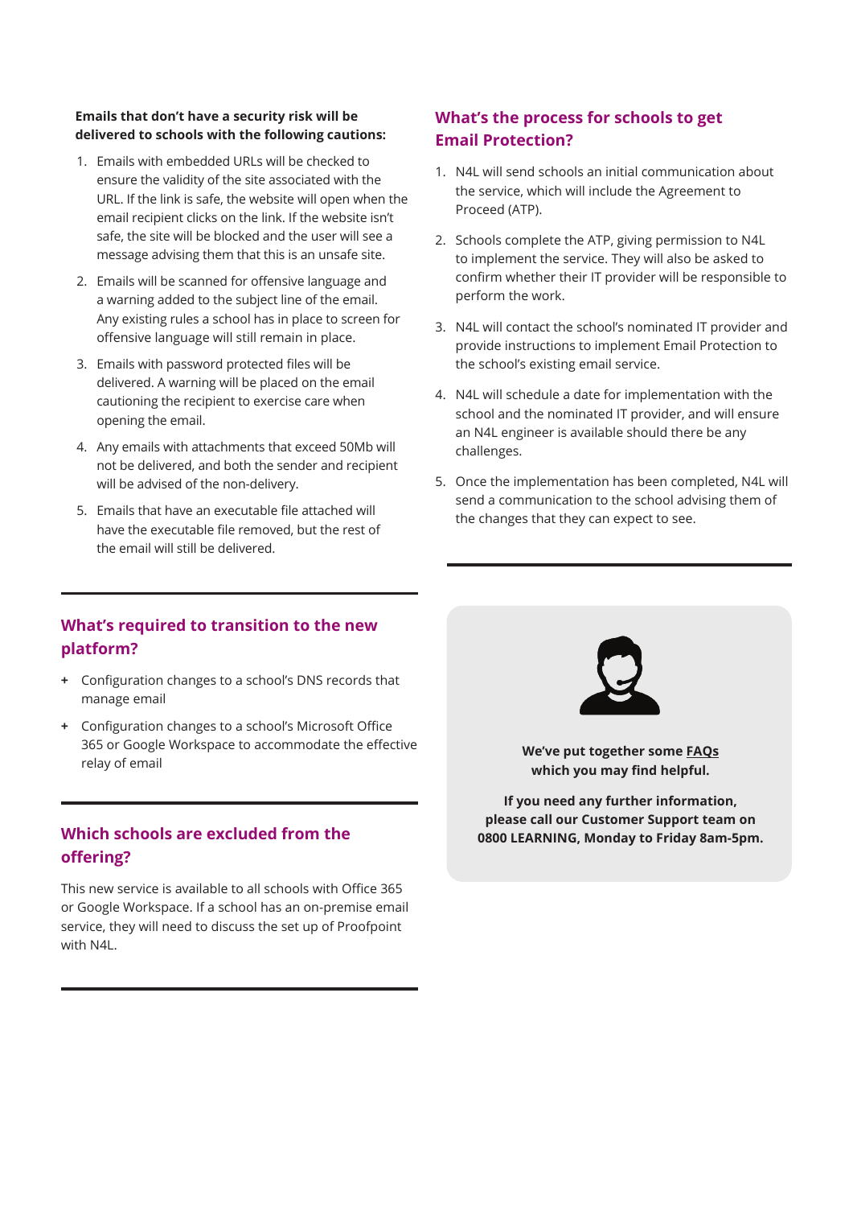**Emails that don't have a security risk will be delivered to schools with the following cautions:**

1. Emails with embedded URLs will be checked to ensure the validity of the site associated with the URL. If the link is safe, the website will open when the email recipient clicks on the link. If the website isn't safe, the site will be blocked and the user will see a message advising them that this is an unsafe site.
2. Emails will be scanned for offensive language and a warning added to the subject line of the email. Any existing rules a school has in place to screen for offensive language will still remain in place.
3. Emails with password protected files will be delivered. A warning will be placed on the email cautioning the recipient to exercise care when opening the email.
4. Any emails with attachments that exceed 50Mb will not be delivered, and both the sender and recipient will be advised of the non-delivery.
5. Emails that have an executable file attached will have the executable file removed, but the rest of the email will still be delivered.

## What's required to transition to the new platform?

+ Configuration changes to a school's DNS records that manage email
+ Configuration changes to a school's Microsoft Office 365 or Google Workspace to accommodate the effective relay of email

## Which schools are excluded from the offering?

This new service is available to all schools with Office 365 or Google Workspace. If a school has an on-premise email service, they will need to discuss the set up of Proofpoint with N4L.

## What's the process for schools to get Email Protection?

1. N4L will send schools an initial communication about the service, which will include the Agreement to Proceed (ATP).
2. Schools complete the ATP, giving permission to N4L to implement the service. They will also be asked to confirm whether their IT provider will be responsible to perform the work.
3. N4L will contact the school's nominated IT provider and provide instructions to implement Email Protection to the school's existing email service.
4. N4L will schedule a date for implementation with the school and the nominated IT provider, and will ensure an N4L engineer is available should there be any challenges.
5. Once the implementation has been completed, N4L will send a communication to the school advising them of the changes that they can expect to see.

**We've put together some FAQs which you may find helpful.**

**If you need any further information, please call our Customer Support team on 0800 LEARNING, Monday to Friday 8am-5pm.**